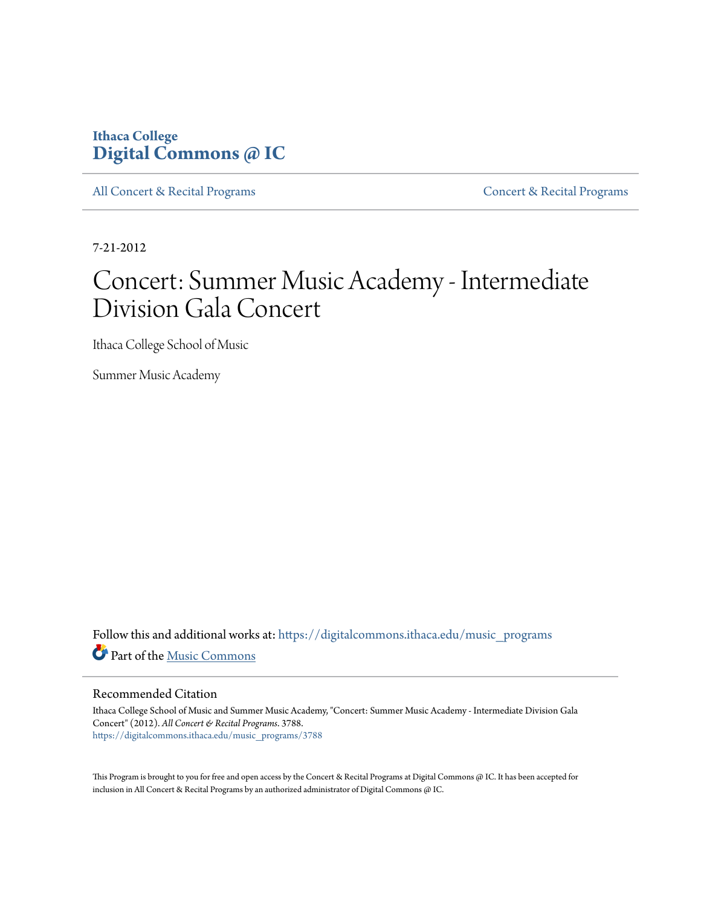Ithaca College
**Digital Commons @ IC**

All Concert & Recital Programs | Concert & Recital Programs

7-21-2012

# Concert: Summer Music Academy - Intermediate Division Gala Concert

Ithaca College School of Music

Summer Music Academy

Follow this and additional works at: https://digitalcommons.ithaca.edu/music_programs

Part of the Music Commons

## Recommended Citation

Ithaca College School of Music and Summer Music Academy, "Concert: Summer Music Academy - Intermediate Division Gala Concert" (2012). *All Concert & Recital Programs*. 3788.
https://digitalcommons.ithaca.edu/music_programs/3788

This Program is brought to you for free and open access by the Concert & Recital Programs at Digital Commons @ IC. It has been accepted for inclusion in All Concert & Recital Programs by an authorized administrator of Digital Commons @ IC.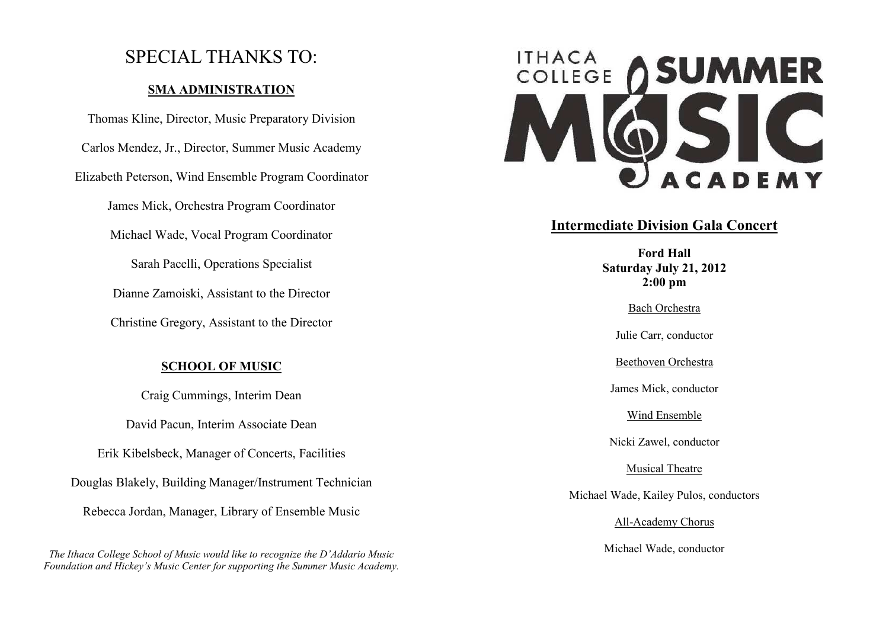# SPECIAL THANKS TO:

**SMA ADMINISTRATION**

Thomas Kline, Director, Music Preparatory Division

Carlos Mendez, Jr., Director, Summer Music Academy

Elizabeth Peterson, Wind Ensemble Program Coordinator

James Mick, Orchestra Program Coordinator

Michael Wade, Vocal Program Coordinator

Sarah Pacelli, Operations Specialist

Dianne Zamoiski, Assistant to the Director

Christine Gregory, Assistant to the Director

**SCHOOL OF MUSIC**

Craig Cummings, Interim Dean

David Pacun, Interim Associate Dean

Erik Kibelsbeck, Manager of Concerts, Facilities

Douglas Blakely, Building Manager/Instrument Technician

Rebecca Jordan, Manager, Library of Ensemble Music

*The Ithaca College School of Music would like to recognize the D'Addario Music Foundation and Hickey's Music Center for supporting the Summer Music Academy.*

ITHACA COLLEGE SUMMER MUSIC ACADEMY

## Intermediate Division Gala Concert

**Ford Hall**
**Saturday July 21, 2012**
**2:00 pm**

Bach Orchestra

Julie Carr, conductor

Beethoven Orchestra

James Mick, conductor

Wind Ensemble

Nicki Zawel, conductor

Musical Theatre

Michael Wade, Kailey Pulos, conductors

All-Academy Chorus

Michael Wade, conductor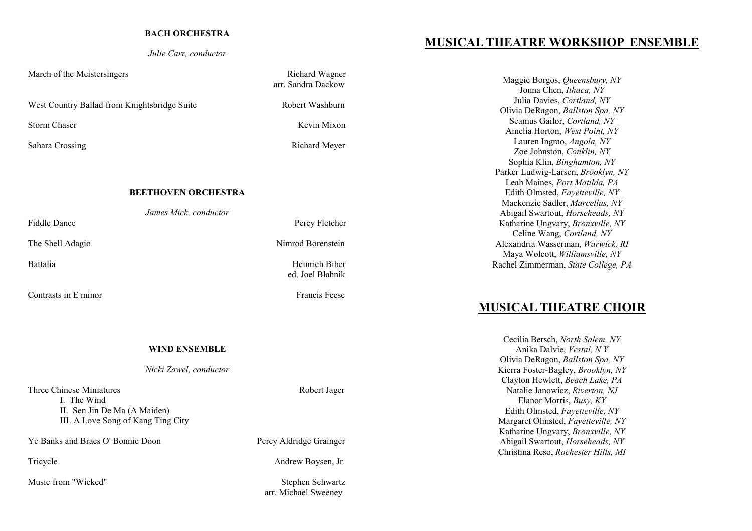### BACH ORCHESTRA

*Julie Carr, conductor*

| | |
|---|---|
| March of the Meistersingers | Richard Wagner<br>arr. Sandra Dackow |
| West Country Ballad from Knightsbridge Suite | Robert Washburn |
| Storm Chaser | Kevin Mixon |
| Sahara Crossing | Richard Meyer |

### BEETHOVEN ORCHESTRA

*James Mick, conductor*

| | |
|---|---|
| Fiddle Dance | Percy Fletcher |
| The Shell Adagio | Nimrod Borenstein |
| Battalia | Heinrich Biber<br>ed. Joel Blahnik |
| Contrasts in E minor | Francis Feese |

### WIND ENSEMBLE

*Nicki Zawel, conductor*

| | |
|---|---|
| Three Chinese Miniatures<br>I. The Wind<br>II. Sen Jin De Ma (A Maiden)<br>III. A Love Song of Kang Ting City | Robert Jager |
| Ye Banks and Braes O' Bonnie Doon | Percy Aldridge Grainger |
| Tricycle | Andrew Boysen, Jr. |
| Music from "Wicked" | Stephen Schwartz<br>arr. Michael Sweeney |

## MUSICAL THEATRE WORKSHOP ENSEMBLE

Maggie Borgos, *Queensbury, NY*
Jonna Chen, *Ithaca, NY*
Julia Davies, *Cortland, NY*
Olivia DeRagon, *Ballston Spa, NY*
Seamus Gailor, *Cortland, NY*
Amelia Horton, *West Point, NY*
Lauren Ingrao, *Angola, NY*
Zoe Johnston, *Conklin, NY*
Sophia Klin, *Binghamton, NY*
Parker Ludwig-Larsen, *Brooklyn, NY*
Leah Maines, *Port Matilda, PA*
Edith Olmsted, *Fayetteville, NY*
Mackenzie Sadler, *Marcellus, NY*
Abigail Swartout, *Horseheads, NY*
Katharine Ungvary, *Bronxville, NY*
Celine Wang, *Cortland, NY*
Alexandria Wasserman, *Warwick, RI*
Maya Wolcott, *Williamsville, NY*
Rachel Zimmerman, *State College, PA*

## MUSICAL THEATRE CHOIR

Cecilia Bersch, *North Salem, NY*
Anika Dalvie, *Vestal, N Y*
Olivia DeRagon, *Ballston Spa, NY*
Kierra Foster-Bagley, *Brooklyn, NY*
Clayton Hewlett, *Beach Lake, PA*
Natalie Janowicz, *Riverton, NJ*
Elanor Morris, *Busy, KY*
Edith Olmsted, *Fayetteville, NY*
Margaret Olmsted, *Fayetteville, NY*
Katharine Ungvary, *Bronxville, NY*
Abigail Swartout, *Horseheads, NY*
Christina Reso, *Rochester Hills, MI*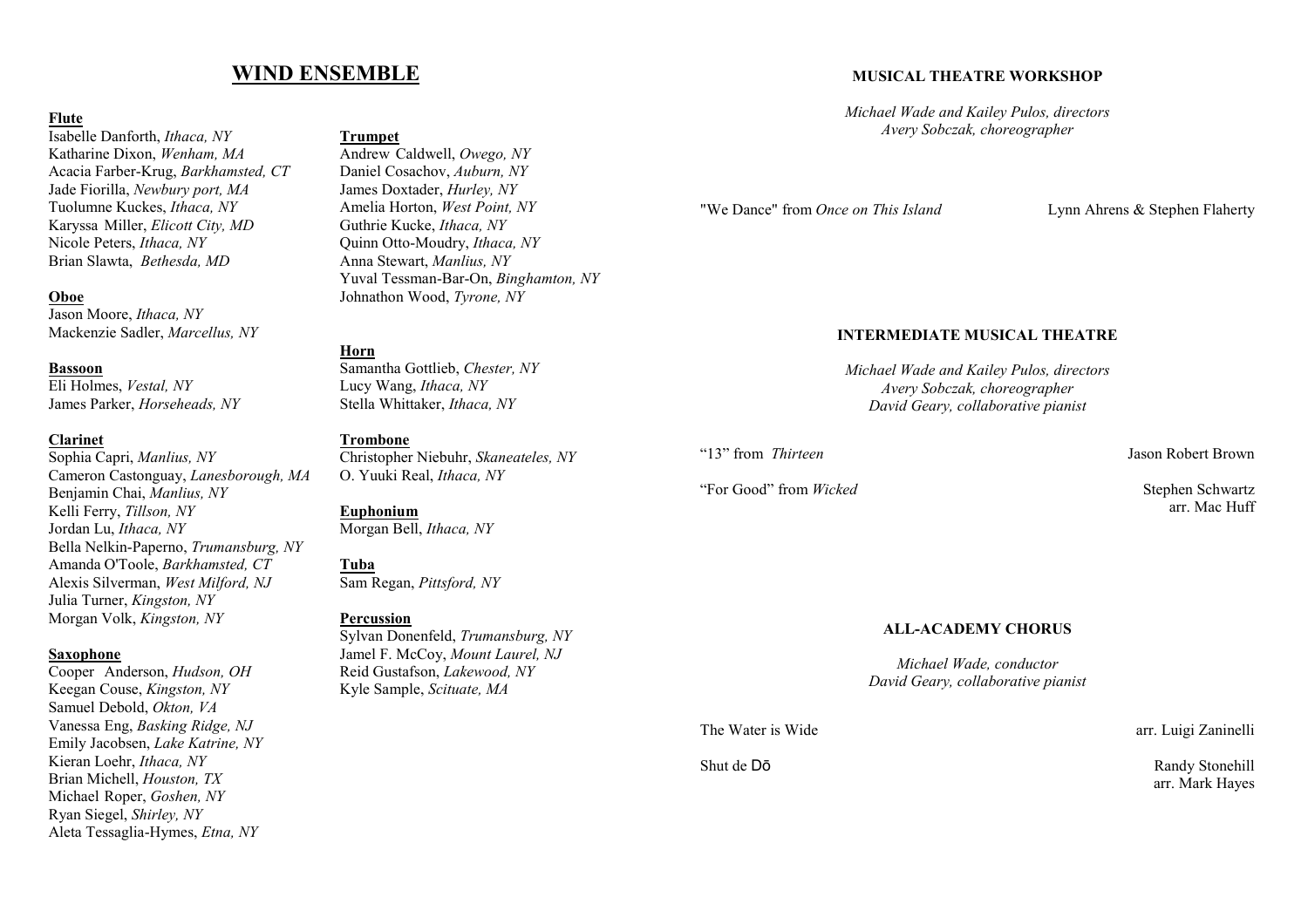# WIND ENSEMBLE

**Flute**
Isabelle Danforth, *Ithaca, NY*
Katharine Dixon, *Wenham, MA*
Acacia Farber-Krug, *Barkhamsted, CT*
Jade Fiorilla, *Newbury port, MA*
Tuolumne Kuckes, *Ithaca, NY*
Karyssa Miller, *Elicott City, MD*
Nicole Peters, *Ithaca, NY*
Brian Slawta, *Bethesda, MD*

**Oboe**
Jason Moore, *Ithaca, NY*
Mackenzie Sadler, *Marcellus, NY*

**Bassoon**
Eli Holmes, *Vestal, NY*
James Parker, *Horseheads, NY*

**Clarinet**
Sophia Capri, *Manlius, NY*
Cameron Castonguay, *Lanesborough, MA*
Benjamin Chai, *Manlius, NY*
Kelli Ferry, *Tillson, NY*
Jordan Lu, *Ithaca, NY*
Bella Nelkin-Paperno, *Trumansburg, NY*
Amanda O'Toole, *Barkhamsted, CT*
Alexis Silverman, *West Milford, NJ*
Julia Turner, *Kingston, NY*
Morgan Volk, *Kingston, NY*

**Saxophone**
Cooper Anderson, *Hudson, OH*
Keegan Couse, *Kingston, NY*
Samuel Debold, *Okton, VA*
Vanessa Eng, *Basking Ridge, NJ*
Emily Jacobsen, *Lake Katrine, NY*
Kieran Loehr, *Ithaca, NY*
Brian Michell, *Houston, TX*
Michael Roper, *Goshen, NY*
Ryan Siegel, *Shirley, NY*
Aleta Tessaglia-Hymes, *Etna, NY*

**Trumpet**
Andrew Caldwell, *Owego, NY*
Daniel Cosachov, *Auburn, NY*
James Doxtader, *Hurley, NY*
Amelia Horton, *West Point, NY*
Guthrie Kucke, *Ithaca, NY*
Quinn Otto-Moudry, *Ithaca, NY*
Anna Stewart, *Manlius, NY*
Yuval Tessman-Bar-On, *Binghamton, NY*
Johnathon Wood, *Tyrone, NY*

**Horn**
Samantha Gottlieb, *Chester, NY*
Lucy Wang, *Ithaca, NY*
Stella Whittaker, *Ithaca, NY*

**Trombone**
Christopher Niebuhr, *Skaneateles, NY*
O. Yuuki Real, *Ithaca, NY*

**Euphonium**
Morgan Bell, *Ithaca, NY*

**Tuba**
Sam Regan, *Pittsford, NY*

**Percussion**
Sylvan Donenfeld, *Trumansburg, NY*
Jamel F. McCoy, *Mount Laurel, NJ*
Reid Gustafson, *Lakewood, NY*
Kyle Sample, *Scituate, MA*

## MUSICAL THEATRE WORKSHOP

*Michael Wade and Kailey Pulos, directors*
*Avery Sobczak, choreographer*

"We Dance" from *Once on This Island* — Lynn Ahrens & Stephen Flaherty

## INTERMEDIATE MUSICAL THEATRE

*Michael Wade and Kailey Pulos, directors*
*Avery Sobczak, choreographer*
*David Geary, collaborative pianist*

"13" from *Thirteen* — Jason Robert Brown

"For Good" from *Wicked* — Stephen Schwartz, arr. Mac Huff

## ALL-ACADEMY CHORUS

*Michael Wade, conductor*
*David Geary, collaborative pianist*

The Water is Wide — arr. Luigi Zaninelli

Shut de Dō — Randy Stonehill, arr. Mark Hayes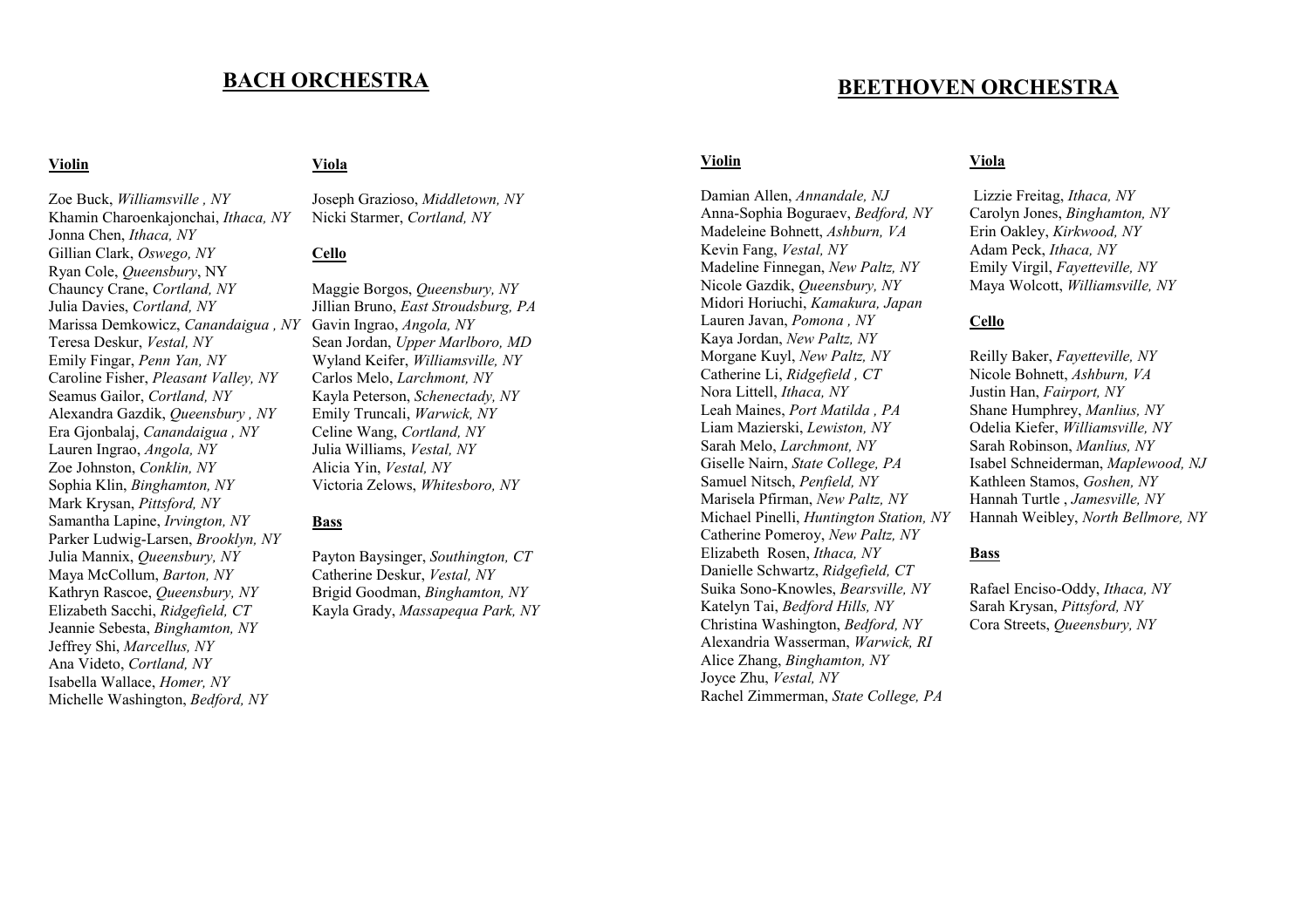# BACH ORCHESTRA

**Violin**

Zoe Buck, *Williamsville , NY*
Khamin Charoenkajonchai, *Ithaca, NY*
Jonna Chen, *Ithaca, NY*
Gillian Clark, *Oswego, NY*
Ryan Cole, *Queensbury*, NY
Chauncy Crane, *Cortland, NY*
Julia Davies, *Cortland, NY*
Marissa Demkowicz, *Canandaigua , NY*
Teresa Deskur, *Vestal, NY*
Emily Fingar, *Penn Yan, NY*
Caroline Fisher, *Pleasant Valley, NY*
Seamus Gailor, *Cortland, NY*
Alexandra Gazdik, *Queensbury , NY*
Era Gjonbalaj, *Canandaigua , NY*
Lauren Ingrao, *Angola, NY*
Zoe Johnston, *Conklin, NY*
Sophia Klin, *Binghamton, NY*
Mark Krysan, *Pittsford, NY*
Samantha Lapine, *Irvington, NY*
Parker Ludwig-Larsen, *Brooklyn, NY*
Julia Mannix, *Queensbury, NY*
Maya McCollum, *Barton, NY*
Kathryn Rascoe, *Queensbury, NY*
Elizabeth Sacchi, *Ridgefield, CT*
Jeannie Sebesta, *Binghamton, NY*
Jeffrey Shi, *Marcellus, NY*
Ana Videto, *Cortland, NY*
Isabella Wallace, *Homer, NY*
Michelle Washington, *Bedford, NY*

**Viola**

Joseph Grazioso, *Middletown, NY*
Nicki Starmer, *Cortland, NY*

**Cello**

Maggie Borgos, *Queensbury, NY*
Jillian Bruno, *East Stroudsburg, PA*
Gavin Ingrao, *Angola, NY*
Sean Jordan, *Upper Marlboro, MD*
Wyland Keifer, *Williamsville, NY*
Carlos Melo, *Larchmont, NY*
Kayla Peterson, *Schenectady, NY*
Emily Truncali, *Warwick, NY*
Celine Wang, *Cortland, NY*
Julia Williams, *Vestal, NY*
Alicia Yin, *Vestal, NY*
Victoria Zelows, *Whitesboro, NY*

**Bass**

Payton Baysinger, *Southington, CT*
Catherine Deskur, *Vestal, NY*
Brigid Goodman, *Binghamton, NY*
Kayla Grady, *Massapequa Park, NY*

# BEETHOVEN ORCHESTRA

**Violin**

Damian Allen, *Annandale, NJ*
Anna-Sophia Boguraev, *Bedford, NY*
Madeleine Bohnett, *Ashburn, VA*
Kevin Fang, *Vestal, NY*
Madeline Finnegan, *New Paltz, NY*
Nicole Gazdik, *Queensbury, NY*
Midori Horiuchi, *Kamakura, Japan*
Lauren Javan, *Pomona , NY*
Kaya Jordan, *New Paltz, NY*
Morgane Kuyl, *New Paltz, NY*
Catherine Li, *Ridgefield , CT*
Nora Littell, *Ithaca, NY*
Leah Maines, *Port Matilda , PA*
Liam Mazierski, *Lewiston, NY*
Sarah Melo, *Larchmont, NY*
Giselle Nairn, *State College, PA*
Samuel Nitsch, *Penfield, NY*
Marisela Pfirman, *New Paltz, NY*
Michael Pinelli, *Huntington Station, NY*
Catherine Pomeroy, *New Paltz, NY*
Elizabeth Rosen, *Ithaca, NY*
Danielle Schwartz, *Ridgefield, CT*
Suika Sono-Knowles, *Bearsville, NY*
Katelyn Tai, *Bedford Hills, NY*
Christina Washington, *Bedford, NY*
Alexandria Wasserman, *Warwick, RI*
Alice Zhang, *Binghamton, NY*
Joyce Zhu, *Vestal, NY*
Rachel Zimmerman, *State College, PA*

**Viola**

Lizzie Freitag, *Ithaca, NY*
Carolyn Jones, *Binghamton, NY*
Erin Oakley, *Kirkwood, NY*
Adam Peck, *Ithaca, NY*
Emily Virgil, *Fayetteville, NY*
Maya Wolcott, *Williamsville, NY*

**Cello**

Reilly Baker, *Fayetteville, NY*
Nicole Bohnett, *Ashburn, VA*
Justin Han, *Fairport, NY*
Shane Humphrey, *Manlius, NY*
Odelia Kiefer, *Williamsville, NY*
Sarah Robinson, *Manlius, NY*
Isabel Schneiderman, *Maplewood, NJ*
Kathleen Stamos, *Goshen, NY*
Hannah Turtle , *Jamesville, NY*
Hannah Weibley, *North Bellmore, NY*

**Bass**

Rafael Enciso-Oddy, *Ithaca, NY*
Sarah Krysan, *Pittsford, NY*
Cora Streets, *Queensbury, NY*